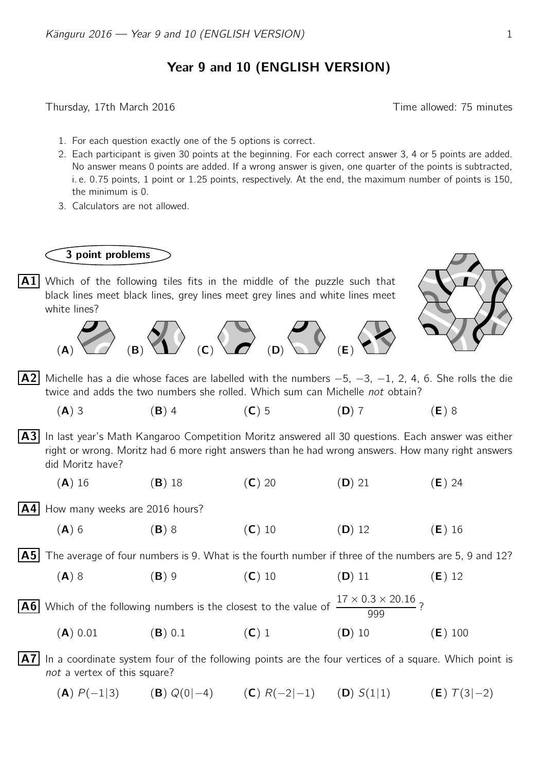# Year 9 and 10 (ENGLISH VERSION)

Thursday, 17th March 2016 Time allowed: 75 minutes

1. For each question exactly one of the 5 options is correct.
2. Each participant is given 30 points at the beginning. For each correct answer 3, 4 or 5 points are added. No answer means 0 points are added. If a wrong answer is given, one quarter of the points is subtracted, i. e. 0.75 points, 1 point or 1.25 points, respectively. At the end, the maximum number of points is 150, the minimum is 0.
3. Calculators are not allowed.

## 3 point problems

**A1** Which of the following tiles fits in the middle of the puzzle such that black lines meet black lines, grey lines meet grey lines and white lines meet white lines?

(**A**) (**B**) (**C**) (**D**) (**E**)

**A2** Michelle has a die whose faces are labelled with the numbers $-5$, $-3$, $-1$, 2, 4, 6. She rolls the die twice and adds the two numbers she rolled. Which sum can Michelle *not* obtain?

(**A**) 3 (**B**) 4 (**C**) 5 (**D**) 7 (**E**) 8

**A3** In last year's Math Kangaroo Competition Moritz answered all 30 questions. Each answer was either right or wrong. Moritz had 6 more right answers than he had wrong answers. How many right answers did Moritz have?

(**A**) 16 (**B**) 18 (**C**) 20 (**D**) 21 (**E**) 24

**A4** How many weeks are 2016 hours?

(**A**) 6 (**B**) 8 (**C**) 10 (**D**) 12 (**E**) 16

**A5** The average of four numbers is 9. What is the fourth number if three of the numbers are 5, 9 and 12?

(**A**) 8 (**B**) 9 (**C**) 10 (**D**) 11 (**E**) 12

**A6** Which of the following numbers is the closest to the value of $\frac{17 \times 0.3 \times 20.16}{999}$?

(**A**) 0.01 (**B**) 0.1 (**C**) 1 (**D**) 10 (**E**) 100

**A7** In a coordinate system four of the following points are the four vertices of a square. Which point is *not* a vertex of this square?

(**A**) $P(-1|3)$ (**B**) $Q(0|-4)$ (**C**) $R(-2|-1)$ (**D**) $S(1|1)$ (**E**) $T(3|-2)$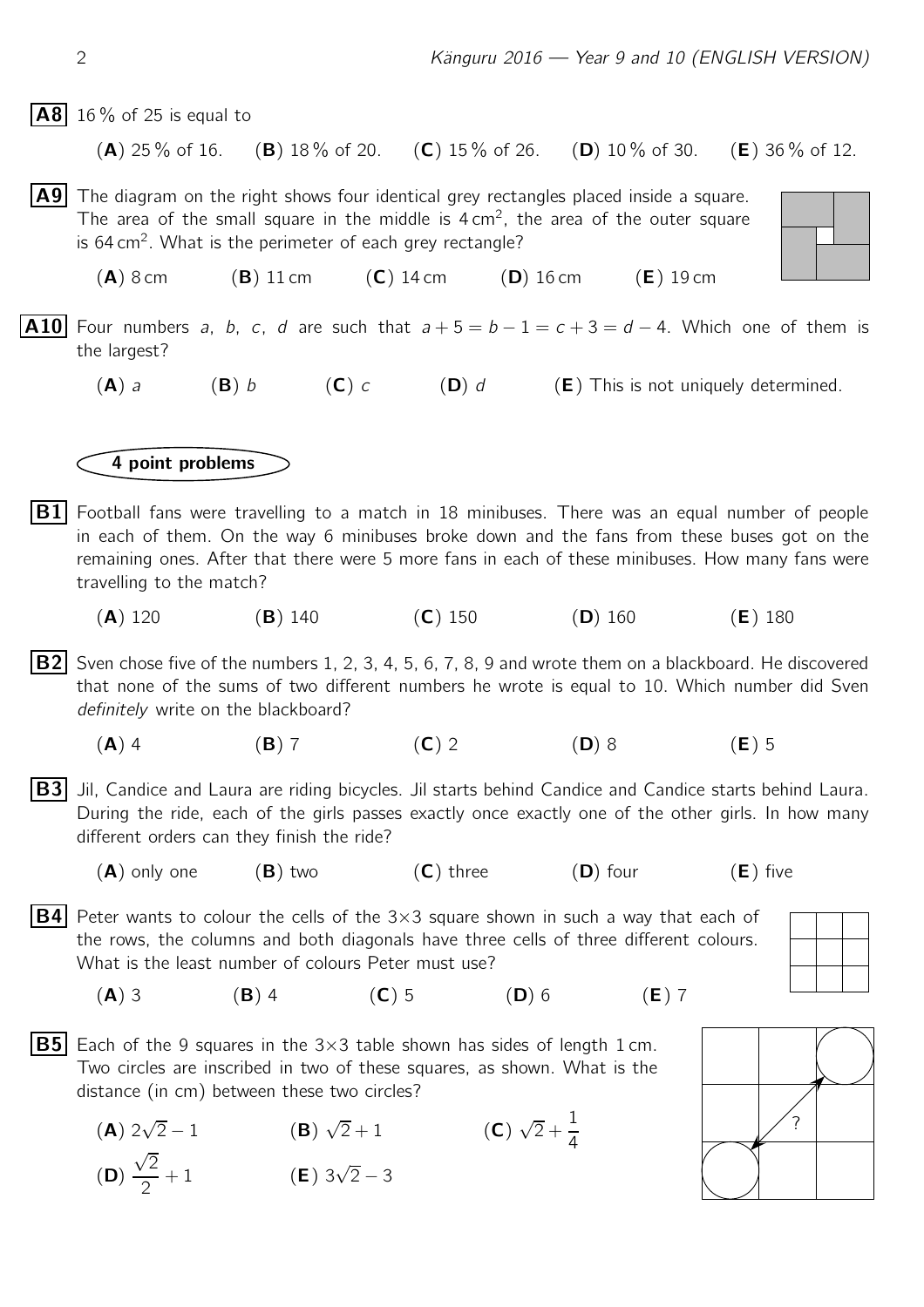**A8** 16 % of 25 is equal to

(**A**) 25 % of 16. (**B**) 18 % of 20. (**C**) 15 % of 26. (**D**) 10 % of 30. (**E**) 36 % of 12.

**A9** The diagram on the right shows four identical grey rectangles placed inside a square. The area of the small square in the middle is $4\,\text{cm}^2$, the area of the outer square is $64\,\text{cm}^2$. What is the perimeter of each grey rectangle?

(**A**) 8 cm (**B**) 11 cm (**C**) 14 cm (**D**) 16 cm (**E**) 19 cm

**A10** Four numbers $a$, $b$, $c$, $d$ are such that $a + 5 = b - 1 = c + 3 = d - 4$. Which one of them is the largest?

(**A**) $a$ (**B**) $b$ (**C**) $c$ (**D**) $d$ (**E**) This is not uniquely determined.

## 4 point problems

**B1** Football fans were travelling to a match in 18 minibuses. There was an equal number of people in each of them. On the way 6 minibuses broke down and the fans from these buses got on the remaining ones. After that there were 5 more fans in each of these minibuses. How many fans were travelling to the match?

(**A**) 120 (**B**) 140 (**C**) 150 (**D**) 160 (**E**) 180

**B2** Sven chose five of the numbers 1, 2, 3, 4, 5, 6, 7, 8, 9 and wrote them on a blackboard. He discovered that none of the sums of two different numbers he wrote is equal to 10. Which number did Sven *definitely* write on the blackboard?

(**A**) 4 (**B**) 7 (**C**) 2 (**D**) 8 (**E**) 5

**B3** Jil, Candice and Laura are riding bicycles. Jil starts behind Candice and Candice starts behind Laura. During the ride, each of the girls passes exactly once exactly one of the other girls. In how many different orders can they finish the ride?

(**A**) only one (**B**) two (**C**) three (**D**) four (**E**) five

**B4** Peter wants to colour the cells of the 3×3 square shown in such a way that each of the rows, the columns and both diagonals have three cells of three different colours. What is the least number of colours Peter must use?

(**A**) 3 (**B**) 4 (**C**) 5 (**D**) 6 (**E**) 7

**B5** Each of the 9 squares in the 3×3 table shown has sides of length 1 cm. Two circles are inscribed in two of these squares, as shown. What is the distance (in cm) between these two circles?

(**A**) $2\sqrt{2} - 1$ (**B**) $\sqrt{2} + 1$ (**C**) $\sqrt{2} + \frac{1}{4}$

(**D**) $\frac{\sqrt{2}}{2} + 1$ (**E**) $3\sqrt{2} - 3$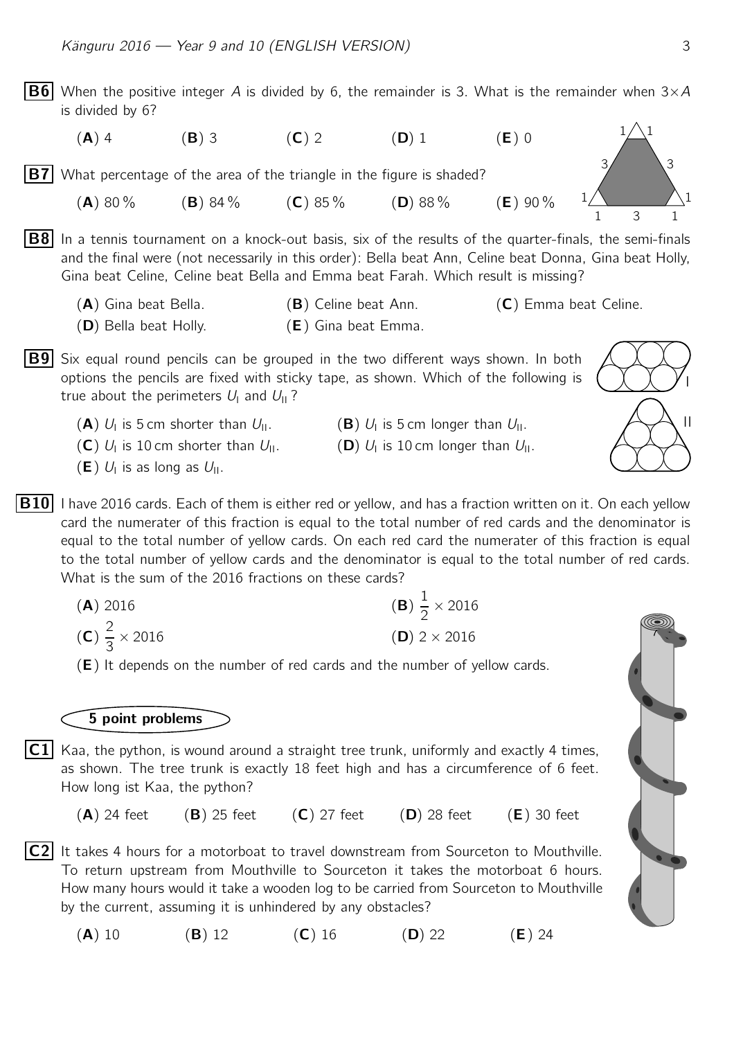**B6** When the positive integer $A$ is divided by 6, the remainder is 3. What is the remainder when $3 \times A$ is divided by 6?

(**A**) 4 (**B**) 3 (**C**) 2 (**D**) 1 (**E**) 0

**B7** What percentage of the area of the triangle in the figure is shaded?

(**A**) 80 % (**B**) 84 % (**C**) 85 % (**D**) 88 % (**E**) 90 %

**B8** In a tennis tournament on a knock-out basis, six of the results of the quarter-finals, the semi-finals and the final were (not necessarily in this order): Bella beat Ann, Celine beat Donna, Gina beat Holly, Gina beat Celine, Celine beat Bella and Emma beat Farah. Which result is missing?

(**A**) Gina beat Bella. (**B**) Celine beat Ann. (**C**) Emma beat Celine.
(**D**) Bella beat Holly. (**E**) Gina beat Emma.

**B9** Six equal round pencils can be grouped in the two different ways shown. In both options the pencils are fixed with sticky tape, as shown. Which of the following is true about the perimeters $U_{\text{I}}$ and $U_{\text{II}}$?

(**A**) $U_{\text{I}}$ is 5 cm shorter than $U_{\text{II}}$. (**B**) $U_{\text{I}}$ is 5 cm longer than $U_{\text{II}}$.
(**C**) $U_{\text{I}}$ is 10 cm shorter than $U_{\text{II}}$. (**D**) $U_{\text{I}}$ is 10 cm longer than $U_{\text{II}}$.
(**E**) $U_{\text{I}}$ is as long as $U_{\text{II}}$.

**B10** I have 2016 cards. Each of them is either red or yellow, and has a fraction written on it. On each yellow card the numerater of this fraction is equal to the total number of red cards and the denominator is equal to the total number of yellow cards. On each red card the numerater of this fraction is equal to the total number of yellow cards and the denominator is equal to the total number of red cards. What is the sum of the 2016 fractions on these cards?

(**A**) 2016 (**B**) $\frac{1}{2} \times 2016$
(**C**) $\frac{2}{3} \times 2016$ (**D**) $2 \times 2016$
(**E**) It depends on the number of red cards and the number of yellow cards.

## 5 point problems

**C1** Kaa, the python, is wound around a straight tree trunk, uniformly and exactly 4 times, as shown. The tree trunk is exactly 18 feet high and has a circumference of 6 feet. How long ist Kaa, the python?

(**A**) 24 feet (**B**) 25 feet (**C**) 27 feet (**D**) 28 feet (**E**) 30 feet

**C2** It takes 4 hours for a motorboat to travel downstream from Sourceton to Mouthville. To return upstream from Mouthville to Sourceton it takes the motorboat 6 hours. How many hours would it take a wooden log to be carried from Sourceton to Mouthville by the current, assuming it is unhindered by any obstacles?

(**A**) 10 (**B**) 12 (**C**) 16 (**D**) 22 (**E**) 24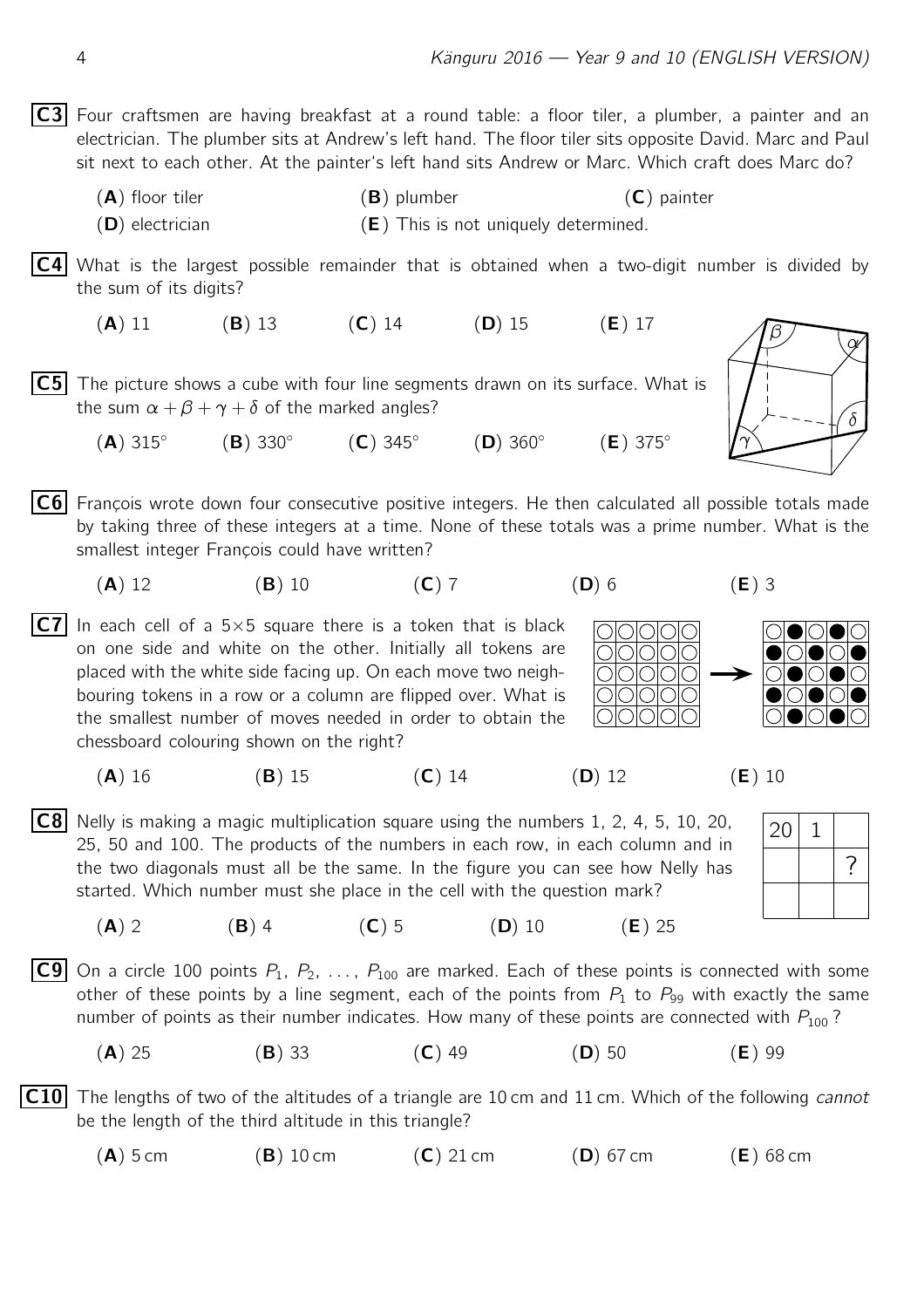**C3** Four craftsmen are having breakfast at a round table: a floor tiler, a plumber, a painter and an electrician. The plumber sits at Andrew's left hand. The floor tiler sits opposite David. Marc and Paul sit next to each other. At the painter's left hand sits Andrew or Marc. Which craft does Marc do?

(**A**) floor tiler (**B**) plumber (**C**) painter
(**D**) electrician (**E**) This is not uniquely determined.

**C4** What is the largest possible remainder that is obtained when a two-digit number is divided by the sum of its digits?

(**A**) 11 (**B**) 13 (**C**) 14 (**D**) 15 (**E**) 17

**C5** The picture shows a cube with four line segments drawn on its surface. What is the sum $\alpha + \beta + \gamma + \delta$ of the marked angles?

(**A**) $315^\circ$ (**B**) $330^\circ$ (**C**) $345^\circ$ (**D**) $360^\circ$ (**E**) $375^\circ$

**C6** François wrote down four consecutive positive integers. He then calculated all possible totals made by taking three of these integers at a time. None of these totals was a prime number. What is the smallest integer François could have written?

(**A**) 12 (**B**) 10 (**C**) 7 (**D**) 6 (**E**) 3

**C7** In each cell of a $5\times5$ square there is a token that is black on one side and white on the other. Initially all tokens are placed with the white side facing up. On each move two neighbouring tokens in a row or a column are flipped over. What is the smallest number of moves needed in order to obtain the chessboard colouring shown on the right?

(**A**) 16 (**B**) 15 (**C**) 14 (**D**) 12 (**E**) 10

**C8** Nelly is making a magic multiplication square using the numbers 1, 2, 4, 5, 10, 20, 25, 50 and 100. The products of the numbers in each row, in each column and in the two diagonals must all be the same. In the figure you can see how Nelly has started. Which number must she place in the cell with the question mark?

| | | |
|---|---|---|
| 20 | 1 | |
| | | ? |
| | | |

(**A**) 2 (**B**) 4 (**C**) 5 (**D**) 10 (**E**) 25

**C9** On a circle 100 points $P_1$, $P_2$, ..., $P_{100}$ are marked. Each of these points is connected with some other of these points by a line segment, each of the points from $P_1$ to $P_{99}$ with exactly the same number of points as their number indicates. How many of these points are connected with $P_{100}$?

(**A**) 25 (**B**) 33 (**C**) 49 (**D**) 50 (**E**) 99

**C10** The lengths of two of the altitudes of a triangle are 10 cm and 11 cm. Which of the following *cannot* be the length of the third altitude in this triangle?

(**A**) 5 cm (**B**) 10 cm (**C**) 21 cm (**D**) 67 cm (**E**) 68 cm